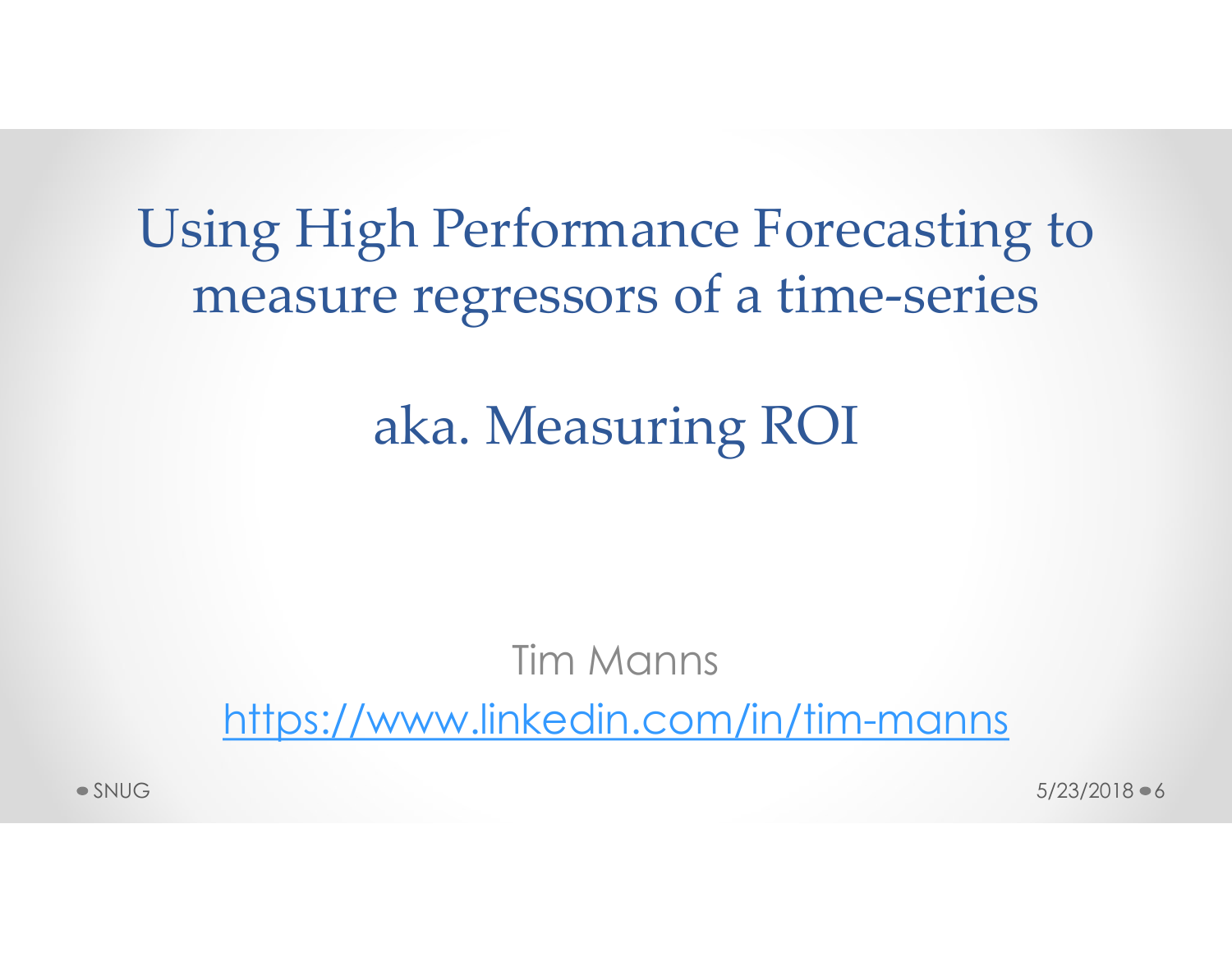# Using High Performance Forecasting to measure regressors of a time-series

## aka. Measuring ROI

Tim Manns

https://www.linkedin.com/in/tim-manns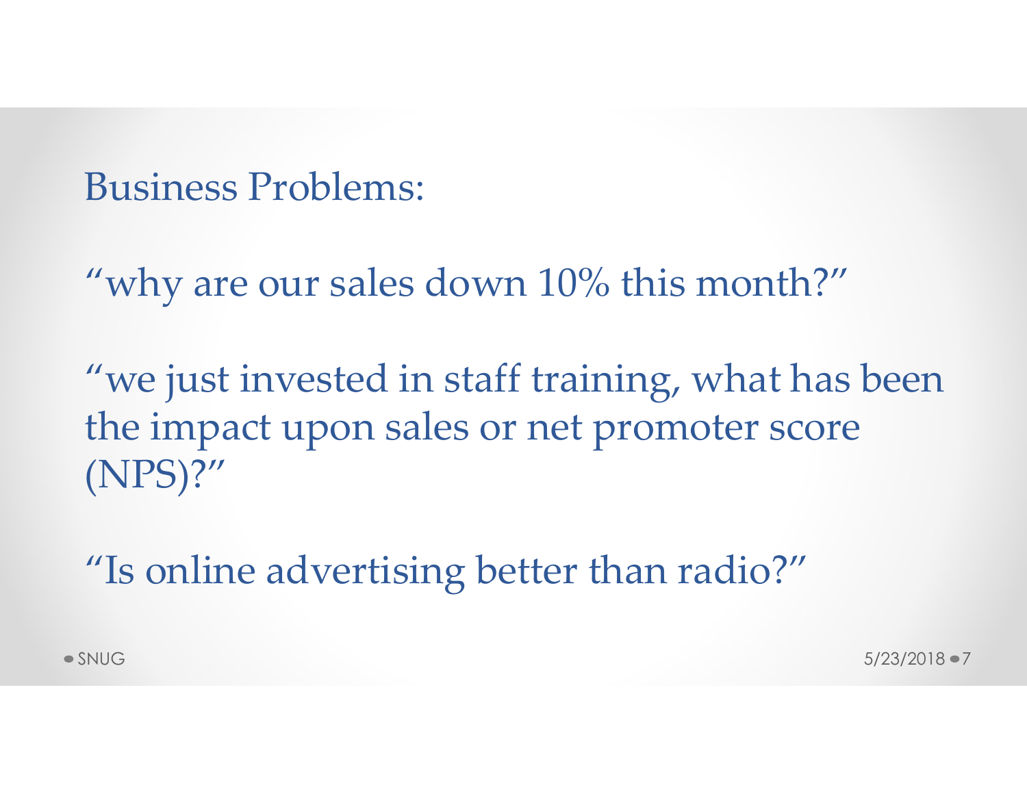Business Problems:

“why are our sales down 10% this month?”

“we just invested in staff training, what has been the impact upon sales or net promoter score (NPS)?”

“Is online advertising better than radio?”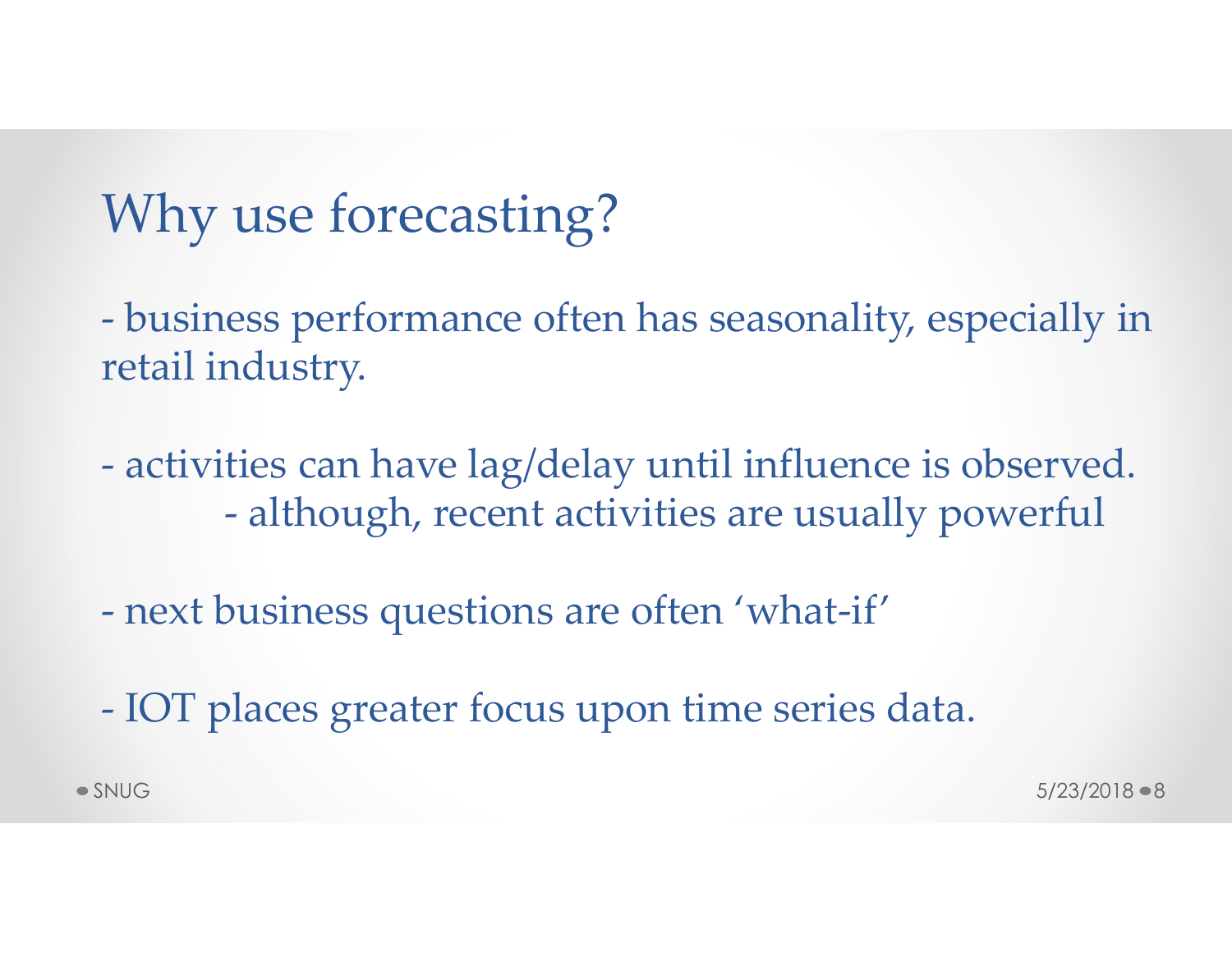# Why use forecasting?

- business performance often has seasonality, especially in retail industry.

- activities can have lag/delay until influence is observed.
  - although, recent activities are usually powerful

- next business questions are often 'what-if'

- IOT places greater focus upon time series data.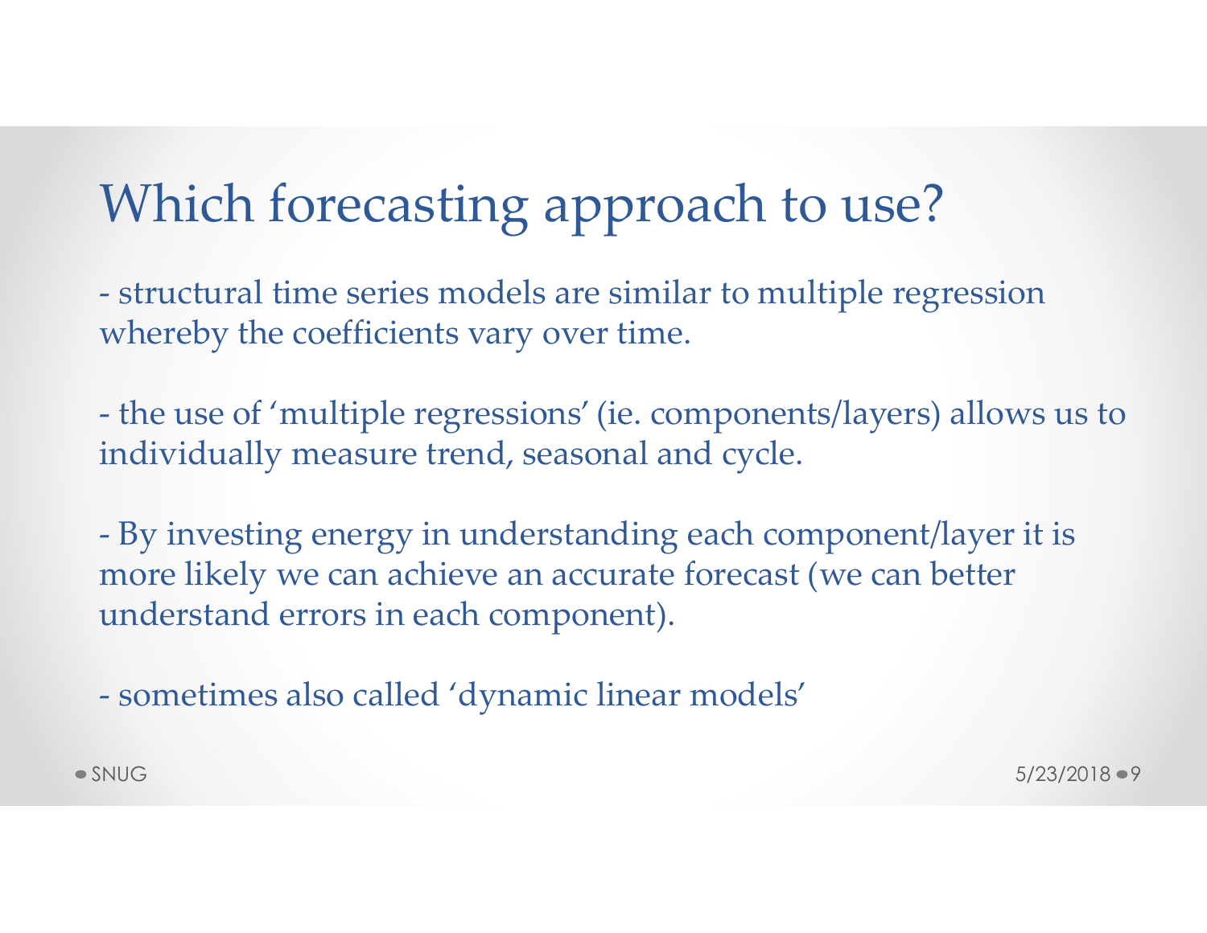# Which forecasting approach to use?

- structural time series models are similar to multiple regression whereby the coefficients vary over time.

- the use of 'multiple regressions' (ie. components/layers) allows us to individually measure trend, seasonal and cycle.

- By investing energy in understanding each component/layer it is more likely we can achieve an accurate forecast (we can better understand errors in each component).

- sometimes also called 'dynamic linear models'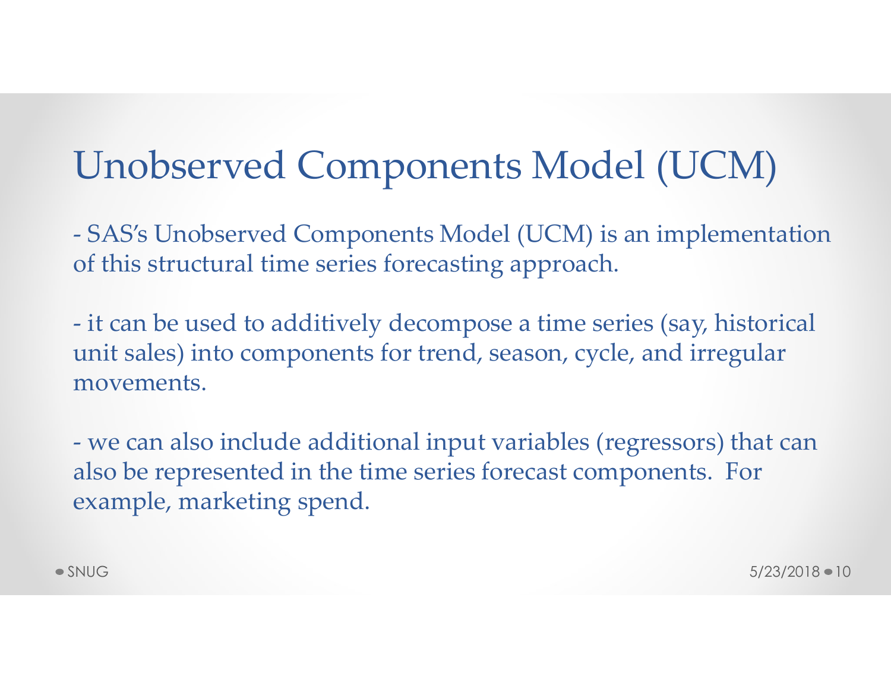# Unobserved Components Model (UCM)

- SAS's Unobserved Components Model (UCM) is an implementation of this structural time series forecasting approach.

- it can be used to additively decompose a time series (say, historical unit sales) into components for trend, season, cycle, and irregular movements.

- we can also include additional input variables (regressors) that can also be represented in the time series forecast components. For example, marketing spend.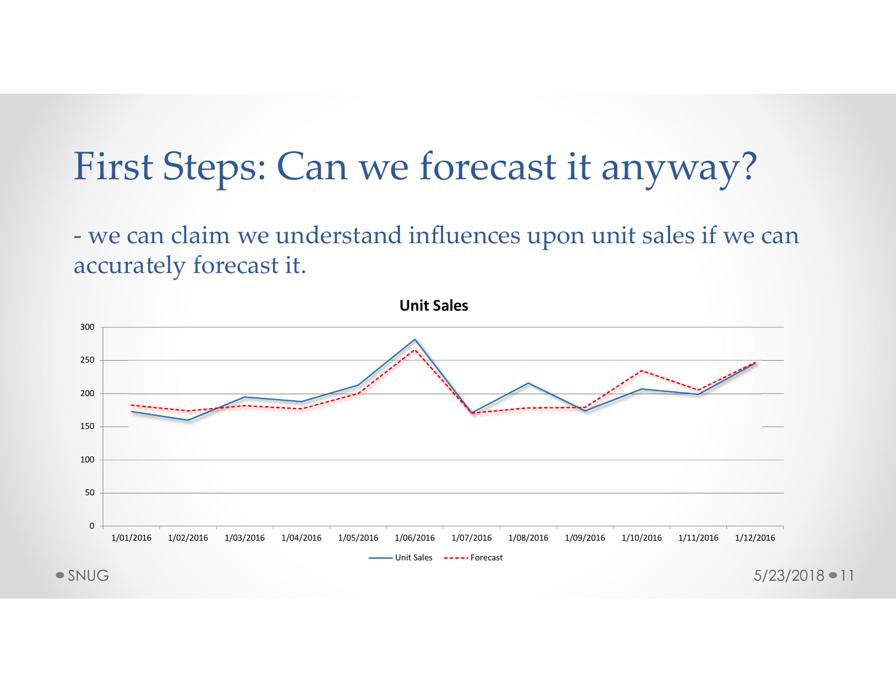# First Steps: Can we forecast it anyway?

- we can claim we understand influences upon unit sales if we can accurately forecast it.

**Unit Sales**

Legend: Unit Sales, Forecast

X-axis: 1/01/2016, 1/02/2016, 1/03/2016, 1/04/2016, 1/05/2016, 1/06/2016, 1/07/2016, 1/08/2016, 1/09/2016, 1/10/2016, 1/11/2016, 1/12/2016

Y-axis: 0, 50, 100, 150, 200, 250, 300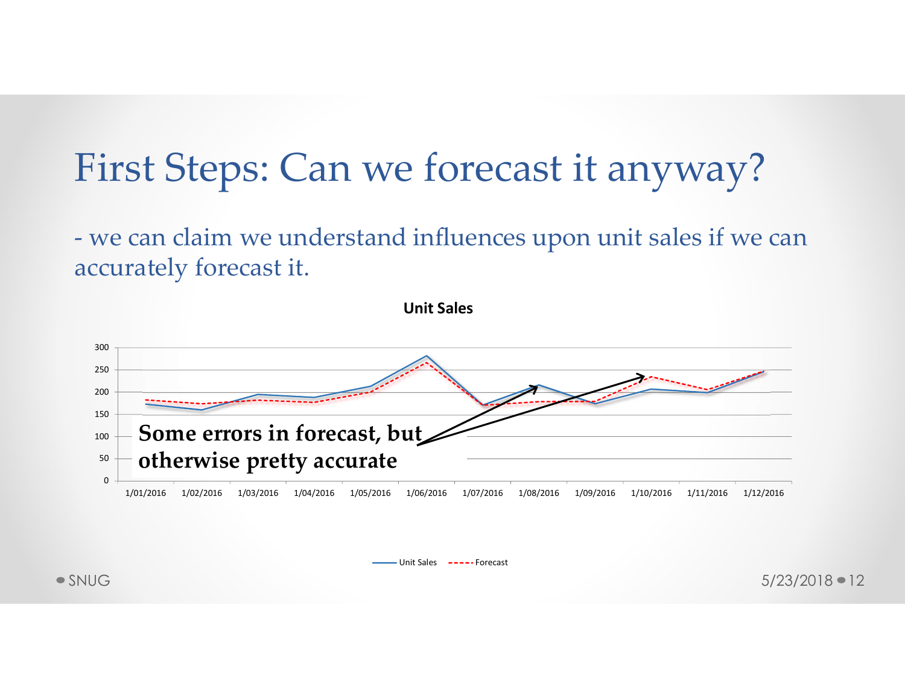# First Steps: Can we forecast it anyway?

- we can claim we understand influences upon unit sales if we can accurately forecast it.

**Unit Sales**

**Some errors in forecast, but otherwise pretty accurate**

Unit Sales | Forecast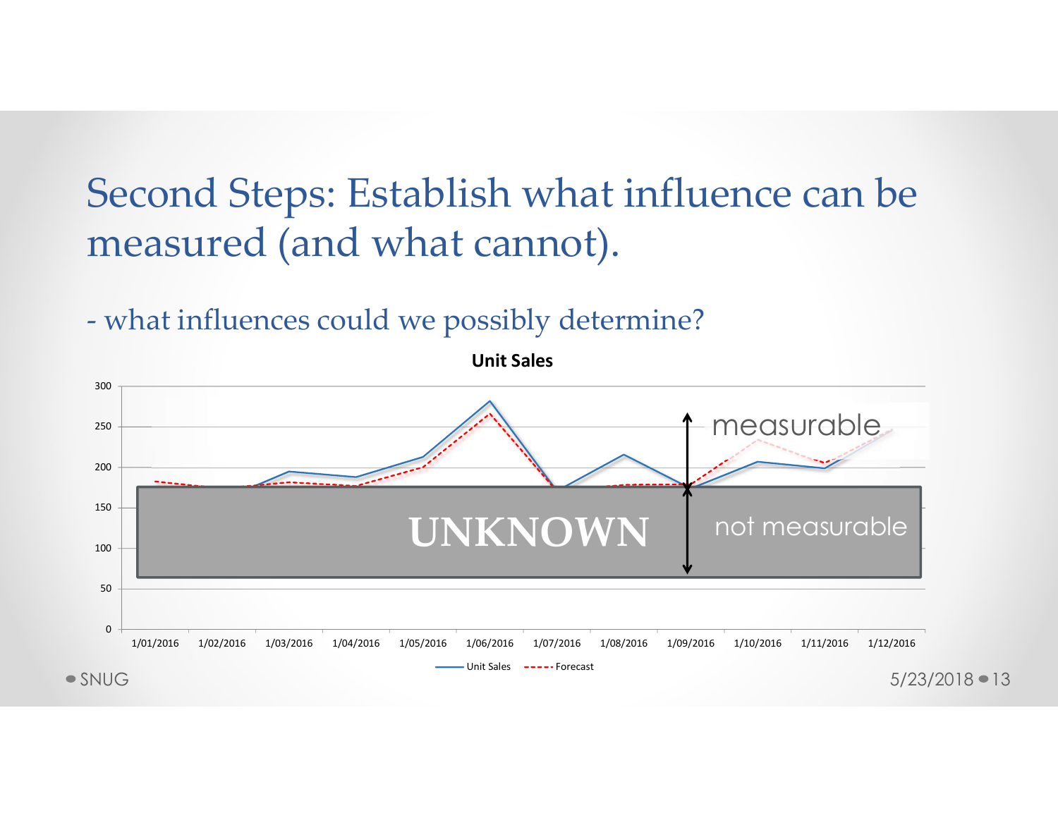# Second Steps: Establish what influence can be measured (and what cannot).

- what influences could we possibly determine?

**Unit Sales**

300
250
200
150
100
50
0

measurable

UNKNOWN

not measurable

1/01/2016 1/02/2016 1/03/2016 1/04/2016 1/05/2016 1/06/2016 1/07/2016 1/08/2016 1/09/2016 1/10/2016 1/11/2016 1/12/2016

Unit Sales ---- Forecast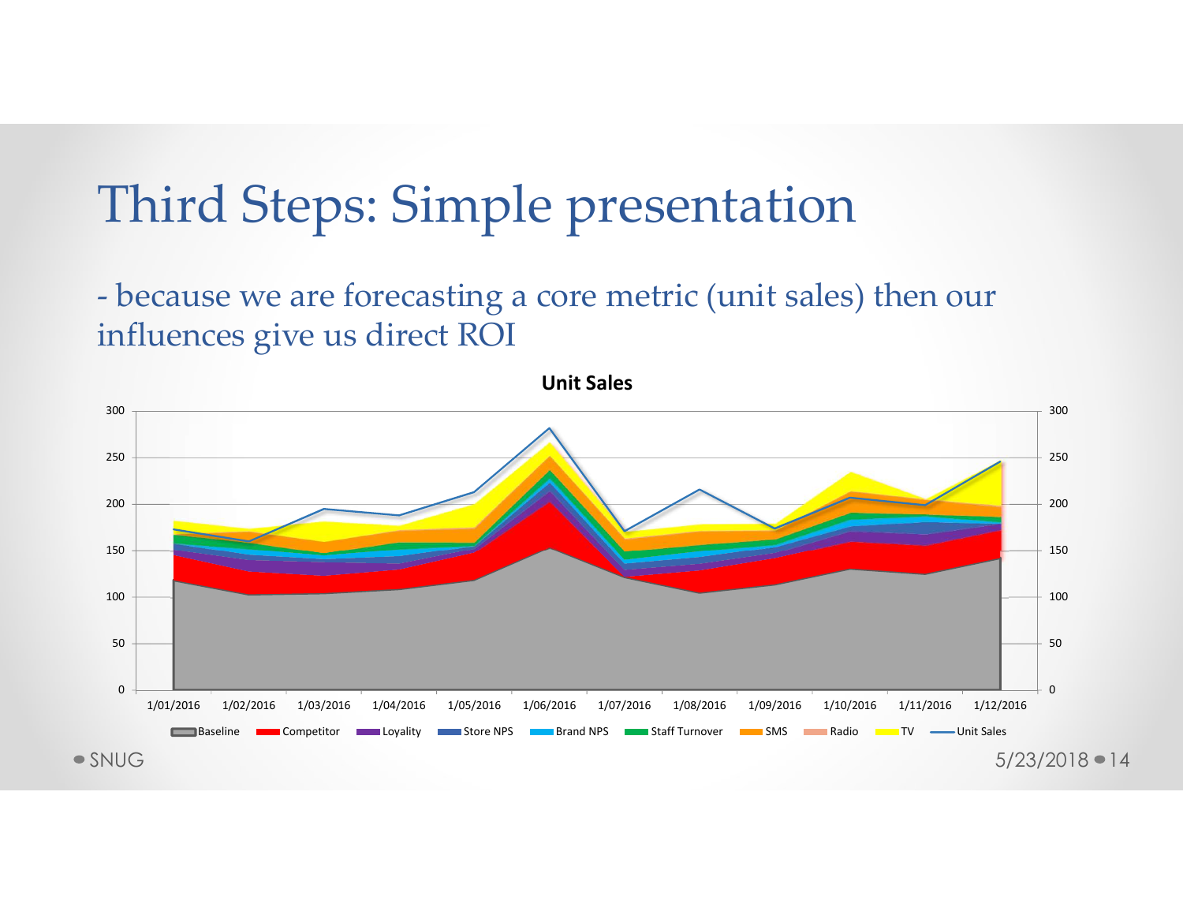# Third Steps: Simple presentation

- because we are forecasting a core metric (unit sales) then our influences give us direct ROI

**Unit Sales**

300
250
200
150
100
50
0

1/01/2016 1/02/2016 1/03/2016 1/04/2016 1/05/2016 1/06/2016 1/07/2016 1/08/2016 1/09/2016 1/10/2016 1/11/2016 1/12/2016

Baseline, Competitor, Loyality, Store NPS, Brand NPS, Staff Turnover, SMS, Radio, TV, Unit Sales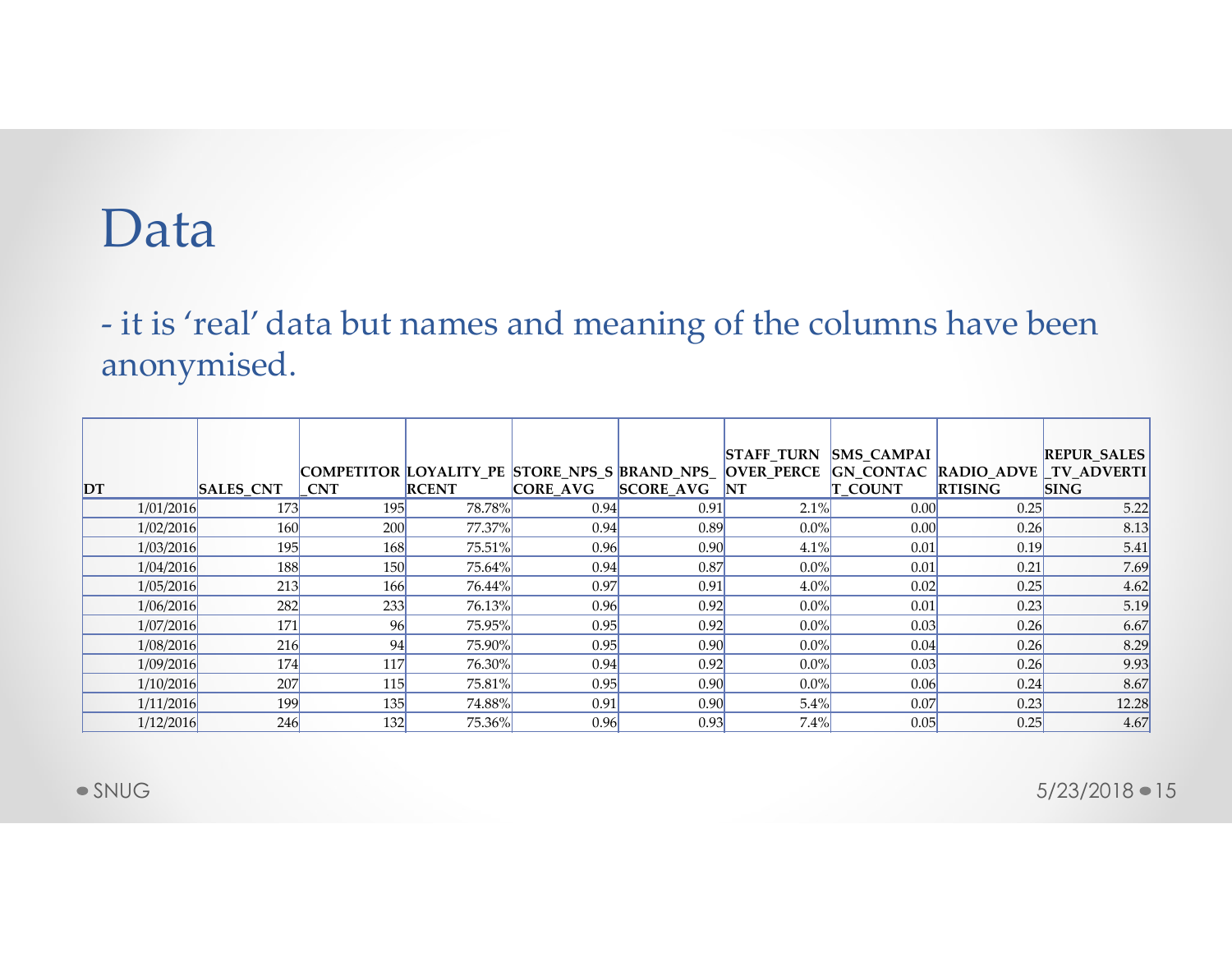# Data

- it is 'real' data but names and meaning of the columns have been anonymised.

| DT | SALES_CNT | COMPETITOR_CNT | LOYALITY_PERCENT | STORE_NPS_SCORE_AVG | BRAND_NPS_SCORE_AVG | STAFF_TURNOVER_PERCENT | SMS_CAMPAIGN_CONTACT_COUNT | RADIO_ADVERTISING | REPUR_SALES_TV_ADVERTISING |
|---|---|---|---|---|---|---|---|---|---|
| 1/01/2016 | 173 | 195 | 78.78% | 0.94 | 0.91 | 2.1% | 0.00 | 0.25 | 5.22 |
| 1/02/2016 | 160 | 200 | 77.37% | 0.94 | 0.89 | 0.0% | 0.00 | 0.26 | 8.13 |
| 1/03/2016 | 195 | 168 | 75.51% | 0.96 | 0.90 | 4.1% | 0.01 | 0.19 | 5.41 |
| 1/04/2016 | 188 | 150 | 75.64% | 0.94 | 0.87 | 0.0% | 0.01 | 0.21 | 7.69 |
| 1/05/2016 | 213 | 166 | 76.44% | 0.97 | 0.91 | 4.0% | 0.02 | 0.25 | 4.62 |
| 1/06/2016 | 282 | 233 | 76.13% | 0.96 | 0.92 | 0.0% | 0.01 | 0.23 | 5.19 |
| 1/07/2016 | 171 | 96 | 75.95% | 0.95 | 0.92 | 0.0% | 0.03 | 0.26 | 6.67 |
| 1/08/2016 | 216 | 94 | 75.90% | 0.95 | 0.90 | 0.0% | 0.04 | 0.26 | 8.29 |
| 1/09/2016 | 174 | 117 | 76.30% | 0.94 | 0.92 | 0.0% | 0.03 | 0.26 | 9.93 |
| 1/10/2016 | 207 | 115 | 75.81% | 0.95 | 0.90 | 0.0% | 0.06 | 0.24 | 8.67 |
| 1/11/2016 | 199 | 135 | 74.88% | 0.91 | 0.90 | 5.4% | 0.07 | 0.23 | 12.28 |
| 1/12/2016 | 246 | 132 | 75.36% | 0.96 | 0.93 | 7.4% | 0.05 | 0.25 | 4.67 |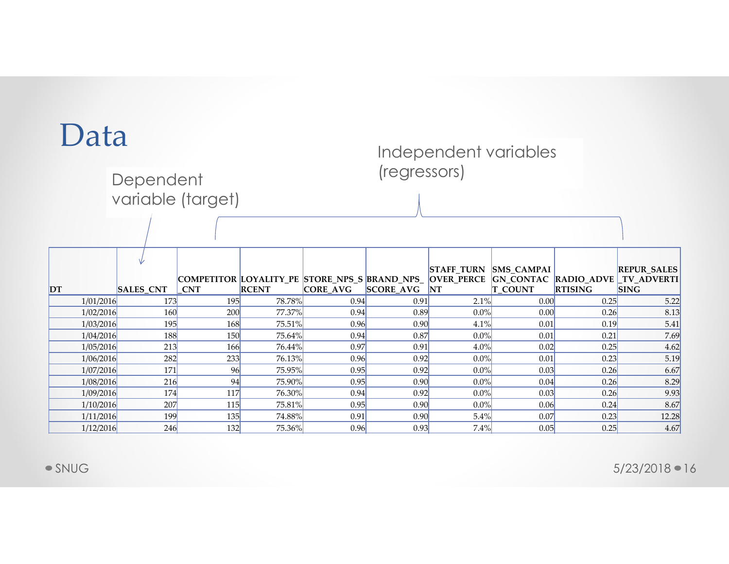# Data

Dependent variable (target)

Independent variables (regressors)

| DT | SALES_CNT | COMPETITOR_CNT | LOYALITY_PERCENT | STORE_NPS_SCORE_AVG | BRAND_NPS_SCORE_AVG | STAFF_TURNOVER_PERCENT | SMS_CAMPAIGN_CONTACT_COUNT | RADIO_ADVERTISING | REPUR_SALES_TV_ADVERTISING |
|---|---|---|---|---|---|---|---|---|---|
| 1/01/2016 | 173 | 195 | 78.78% | 0.94 | 0.91 | 2.1% | 0.00 | 0.25 | 5.22 |
| 1/02/2016 | 160 | 200 | 77.37% | 0.94 | 0.89 | 0.0% | 0.00 | 0.26 | 8.13 |
| 1/03/2016 | 195 | 168 | 75.51% | 0.96 | 0.90 | 4.1% | 0.01 | 0.19 | 5.41 |
| 1/04/2016 | 188 | 150 | 75.64% | 0.94 | 0.87 | 0.0% | 0.01 | 0.21 | 7.69 |
| 1/05/2016 | 213 | 166 | 76.44% | 0.97 | 0.91 | 4.0% | 0.02 | 0.25 | 4.62 |
| 1/06/2016 | 282 | 233 | 76.13% | 0.96 | 0.92 | 0.0% | 0.01 | 0.23 | 5.19 |
| 1/07/2016 | 171 | 96 | 75.95% | 0.95 | 0.92 | 0.0% | 0.03 | 0.26 | 6.67 |
| 1/08/2016 | 216 | 94 | 75.90% | 0.95 | 0.90 | 0.0% | 0.04 | 0.26 | 8.29 |
| 1/09/2016 | 174 | 117 | 76.30% | 0.94 | 0.92 | 0.0% | 0.03 | 0.26 | 9.93 |
| 1/10/2016 | 207 | 115 | 75.81% | 0.95 | 0.90 | 0.0% | 0.06 | 0.24 | 8.67 |
| 1/11/2016 | 199 | 135 | 74.88% | 0.91 | 0.90 | 5.4% | 0.07 | 0.23 | 12.28 |
| 1/12/2016 | 246 | 132 | 75.36% | 0.96 | 0.93 | 7.4% | 0.05 | 0.25 | 4.67 |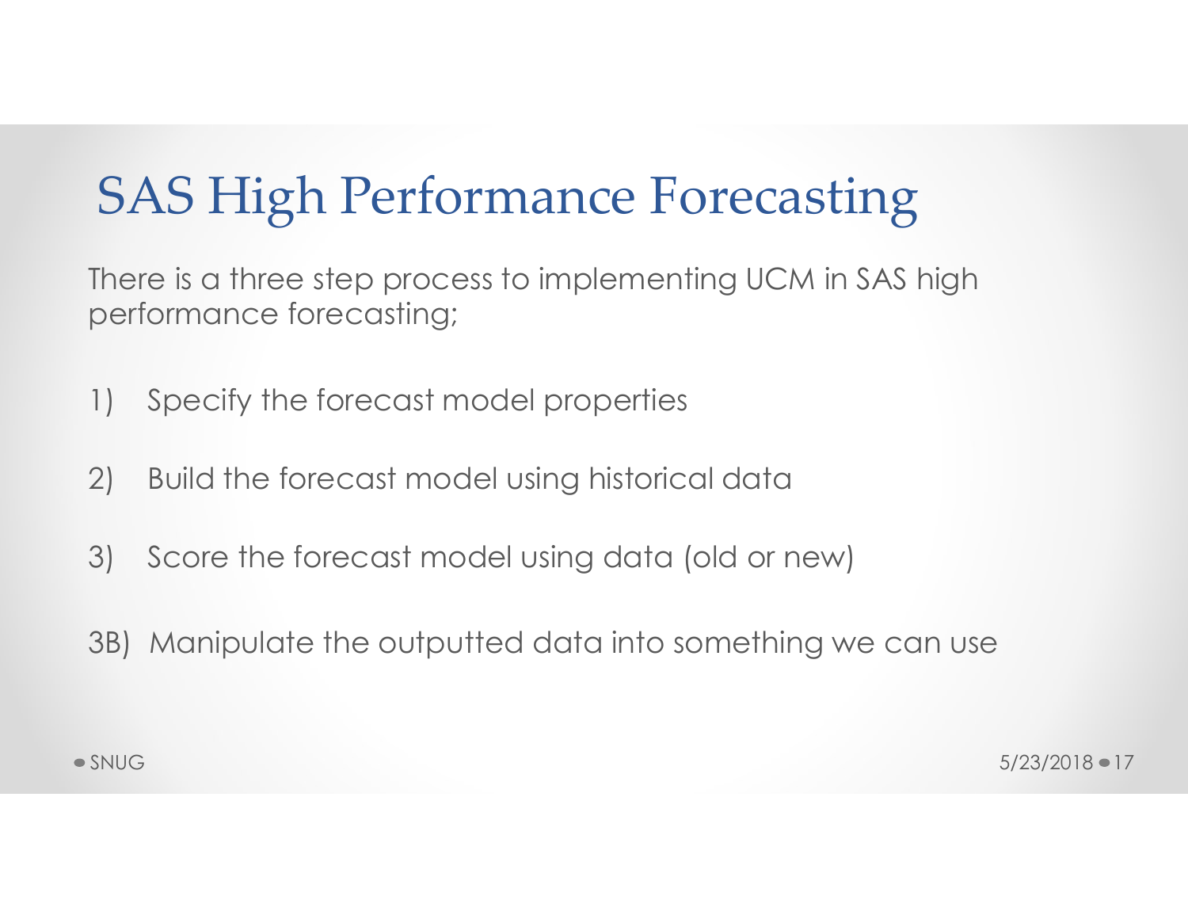# SAS High Performance Forecasting

There is a three step process to implementing UCM in SAS high performance forecasting;

1) Specify the forecast model properties

2) Build the forecast model using historical data

3) Score the forecast model using data (old or new)

3B) Manipulate the outputted data into something we can use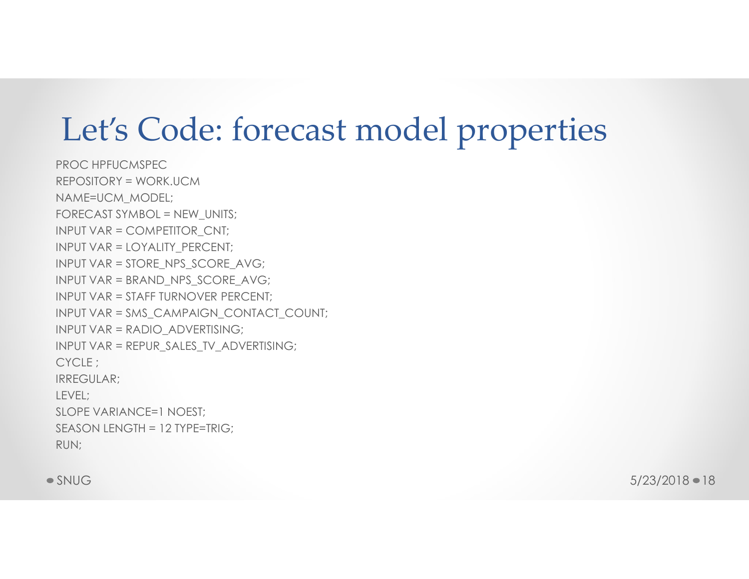# Let's Code: forecast model properties

```
PROC HPFUCMSPEC
REPOSITORY = WORK.UCM
NAME=UCM_MODEL;
FORECAST SYMBOL = NEW_UNITS;
INPUT VAR = COMPETITOR_CNT;
INPUT VAR = LOYALITY_PERCENT;
INPUT VAR = STORE_NPS_SCORE_AVG;
INPUT VAR = BRAND_NPS_SCORE_AVG;
INPUT VAR = STAFF TURNOVER PERCENT;
INPUT VAR = SMS_CAMPAIGN_CONTACT_COUNT;
INPUT VAR = RADIO_ADVERTISING;
INPUT VAR = REPUR_SALES_TV_ADVERTISING;
CYCLE ;
IRREGULAR;
LEVEL;
SLOPE VARIANCE=1 NOEST;
SEASON LENGTH = 12 TYPE=TRIG;
RUN;
```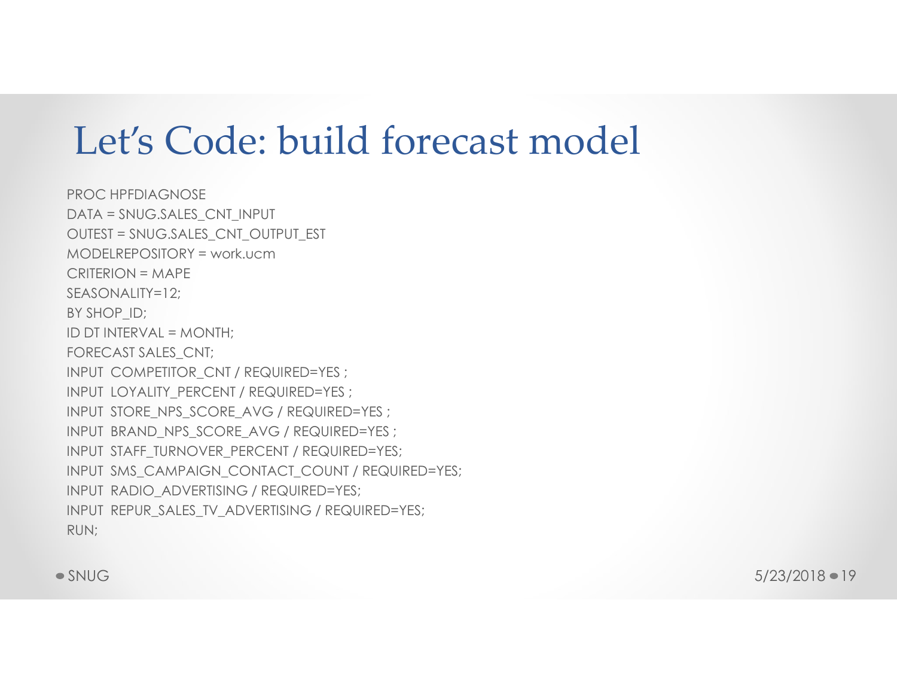# Let's Code: build forecast model

```
PROC HPFDIAGNOSE
DATA = SNUG.SALES_CNT_INPUT
OUTEST = SNUG.SALES_CNT_OUTPUT_EST
MODELREPOSITORY = work.ucm
CRITERION = MAPE
SEASONALITY=12;
BY SHOP_ID;
ID DT INTERVAL = MONTH;
FORECAST SALES_CNT;
INPUT  COMPETITOR_CNT / REQUIRED=YES ;
INPUT  LOYALITY_PERCENT / REQUIRED=YES ;
INPUT  STORE_NPS_SCORE_AVG / REQUIRED=YES ;
INPUT  BRAND_NPS_SCORE_AVG / REQUIRED=YES ;
INPUT  STAFF_TURNOVER_PERCENT / REQUIRED=YES;
INPUT  SMS_CAMPAIGN_CONTACT_COUNT / REQUIRED=YES;
INPUT  RADIO_ADVERTISING / REQUIRED=YES;
INPUT  REPUR_SALES_TV_ADVERTISING / REQUIRED=YES;
RUN;
```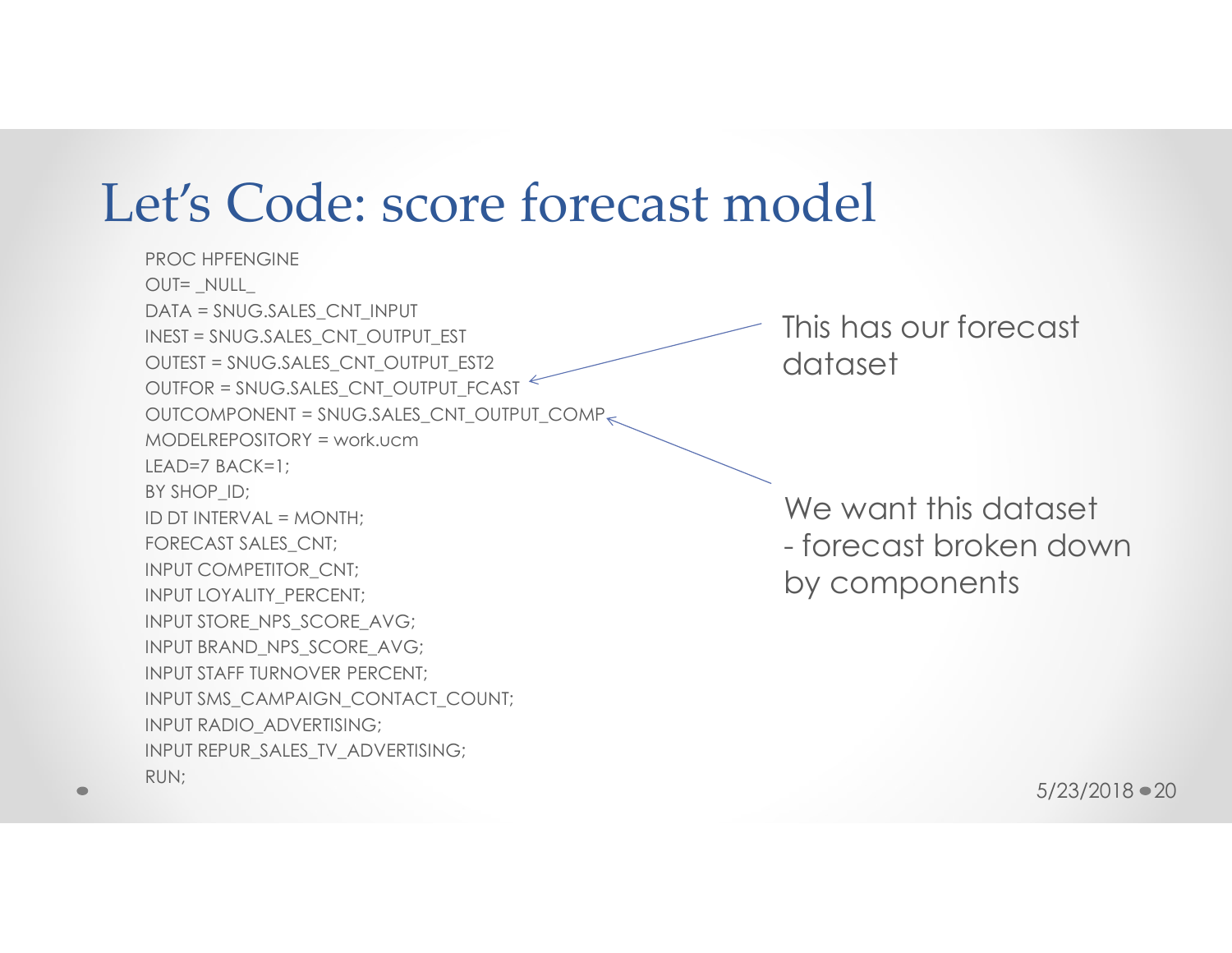# Let's Code: score forecast model

```
PROC HPFENGINE
OUT= _NULL_
DATA = SNUG.SALES_CNT_INPUT
INEST = SNUG.SALES_CNT_OUTPUT_EST
OUTEST = SNUG.SALES_CNT_OUTPUT_EST2
OUTFOR = SNUG.SALES_CNT_OUTPUT_FCAST
OUTCOMPONENT = SNUG.SALES_CNT_OUTPUT_COMP
MODELREPOSITORY = work.ucm
LEAD=7 BACK=1;
BY SHOP_ID;
ID DT INTERVAL = MONTH;
FORECAST SALES_CNT;
INPUT COMPETITOR_CNT;
INPUT LOYALITY_PERCENT;
INPUT STORE_NPS_SCORE_AVG;
INPUT BRAND_NPS_SCORE_AVG;
INPUT STAFF TURNOVER PERCENT;
INPUT SMS_CAMPAIGN_CONTACT_COUNT;
INPUT RADIO_ADVERTISING;
INPUT REPUR_SALES_TV_ADVERTISING;
RUN;
```

This has our forecast dataset

We want this dataset - forecast broken down by components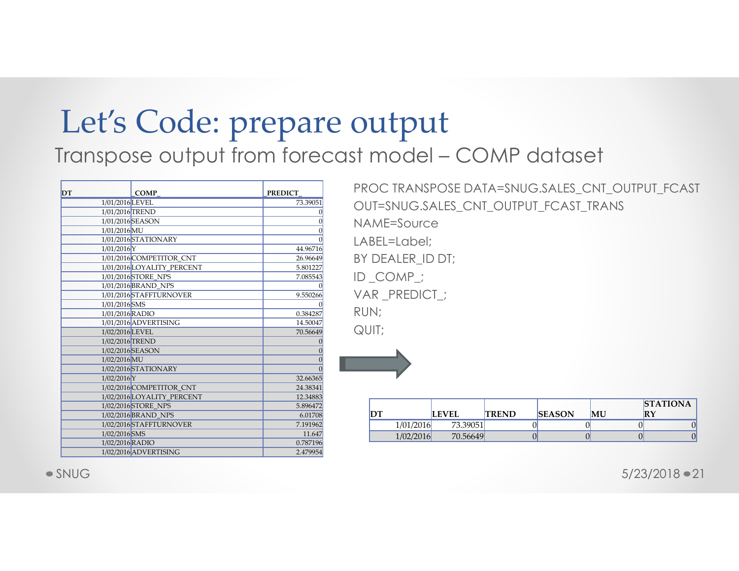# Let's Code: prepare output

## Transpose output from forecast model – COMP dataset

| DT | _COMP_ | _PREDICT_ |
|---|---|---|
| 1/01/2016 | LEVEL | 73.39051 |
| 1/01/2016 | TREND | 0 |
| 1/01/2016 | SEASON | 0 |
| 1/01/2016 | MU | 0 |
| 1/01/2016 | STATIONARY | 0 |
| 1/01/2016 | Y | 44.96716 |
| 1/01/2016 | COMPETITOR_CNT | 26.96649 |
| 1/01/2016 | LOYALITY_PERCENT | 5.801227 |
| 1/01/2016 | STORE_NPS | 7.085543 |
| 1/01/2016 | BRAND_NPS | 0 |
| 1/01/2016 | STAFFTURNOVER | 9.550266 |
| 1/01/2016 | SMS | 0 |
| 1/01/2016 | RADIO | 0.384287 |
| 1/01/2016 | ADVERTISING | 14.50047 |
| 1/02/2016 | LEVEL | 70.56649 |
| 1/02/2016 | TREND | 0 |
| 1/02/2016 | SEASON | 0 |
| 1/02/2016 | MU | 0 |
| 1/02/2016 | STATIONARY | 0 |
| 1/02/2016 | Y | 32.66365 |
| 1/02/2016 | COMPETITOR_CNT | 24.38341 |
| 1/02/2016 | LOYALITY_PERCENT | 12.34883 |
| 1/02/2016 | STORE_NPS | 5.896472 |
| 1/02/2016 | BRAND_NPS | 6.01708 |
| 1/02/2016 | STAFFTURNOVER | 7.191962 |
| 1/02/2016 | SMS | 11.647 |
| 1/02/2016 | RADIO | 0.787196 |
| 1/02/2016 | ADVERTISING | 2.479954 |

```
PROC TRANSPOSE DATA=SNUG.SALES_CNT_OUTPUT_FCAST
OUT=SNUG.SALES_CNT_OUTPUT_FCAST_TRANS
NAME=Source
LABEL=Label;
BY DEALER_ID DT;
ID _COMP_;
VAR _PREDICT_;
RUN;
QUIT;
```

| DT | LEVEL | TREND | SEASON | MU | STATIONARY |
|---|---|---|---|---|---|
| 1/01/2016 | 73.39051 | 0 | 0 | 0 | 0 |
| 1/02/2016 | 70.56649 | 0 | 0 | 0 | 0 |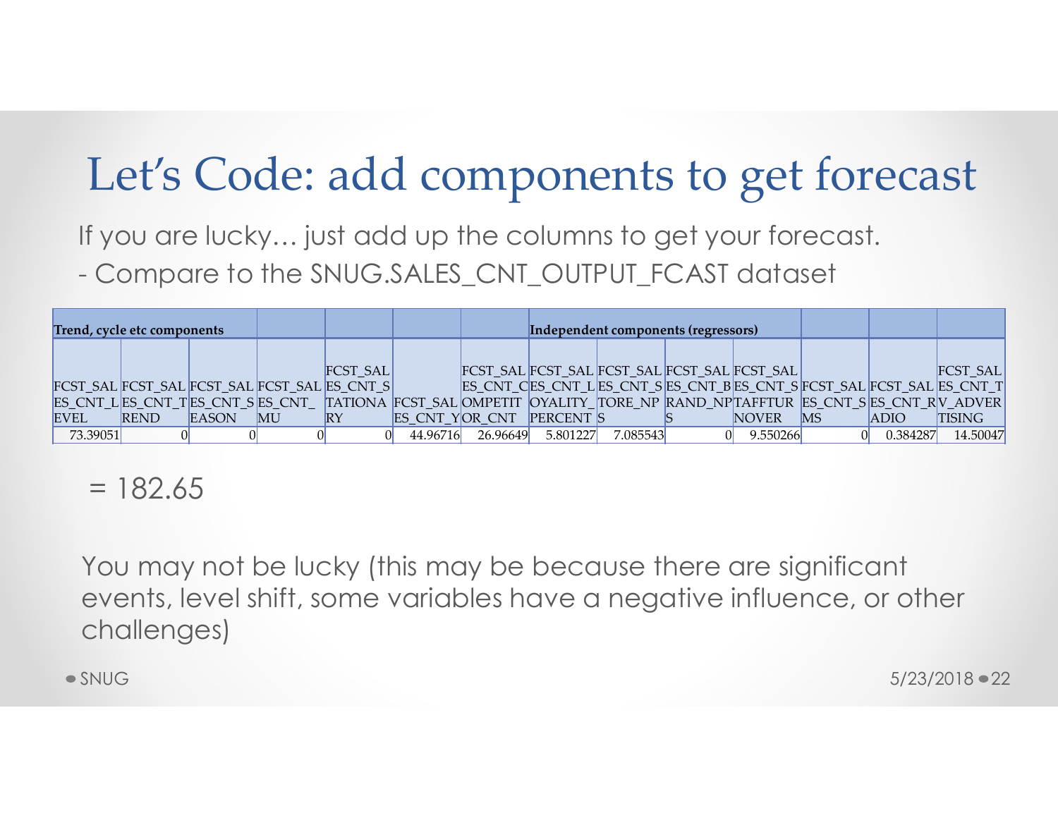# Let's Code: add components to get forecast

If you are lucky… just add up the columns to get your forecast.

- Compare to the SNUG.SALES_CNT_OUTPUT_FCAST dataset

| Trend, cycle etc components | | | | | | | Independent components (regressors) | | | | | | |
|---|---|---|---|---|---|---|---|---|---|---|---|---|---|
| FCST_SALES_CNT_LEVEL | FCST_SALES_CNT_TREND | FCST_SALES_CNT_SEASON | FCST_SALES_CNT_MU | FCST_SALES_CNT_STATIONARY | FCST_SALES_CNT_Y | FCST_SALES_CNT_COMPETITOR_CNT | FCST_SALES_CNT_LOYALITY_PERCENT | FCST_SALES_CNT_STORE_NPS | FCST_SALES_CNT_BRAND_NPS | FCST_SALES_CNT_STAFFTURNOVER | FCST_SALES_CNT_SMS | FCST_SALES_CNT_RADIO | FCST_SALES_CNT_TV_ADVERTISING |
| 73.39051 | 0 | 0 | 0 | 0 | 44.96716 | 26.96649 | 5.801227 | 7.085543 | 0 | 9.550266 | 0 | 0.384287 | 14.50047 |

= 182.65

You may not be lucky (this may be because there are significant events, level shift, some variables have a negative influence, or other challenges)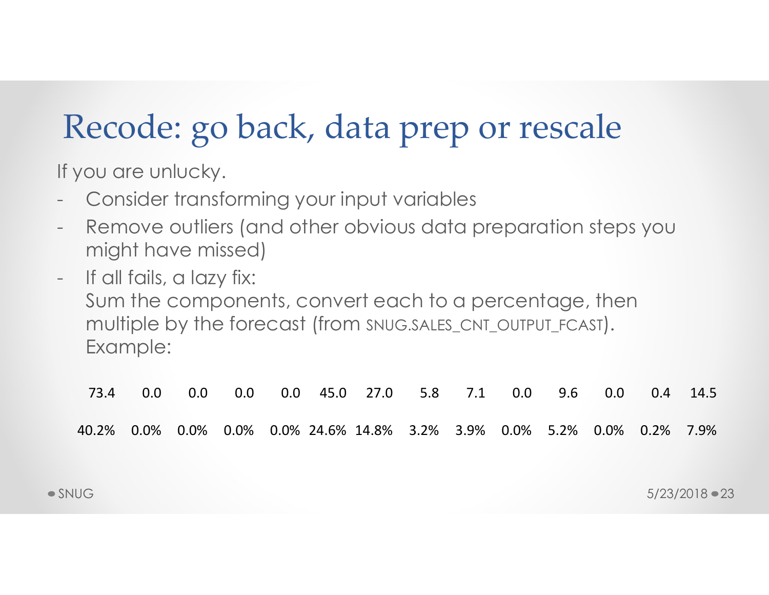# Recode: go back, data prep or rescale

If you are unlucky.

- Consider transforming your input variables
- Remove outliers (and other obvious data preparation steps you might have missed)
- If all fails, a lazy fix:
  Sum the components, convert each to a percentage, then multiple by the forecast (from SNUG.SALES_CNT_OUTPUT_FCAST).
  Example:

| 73.4 | 0.0 | 0.0 | 0.0 | 0.0 | 45.0 | 27.0 | 5.8 | 7.1 | 0.0 | 9.6 | 0.0 | 0.4 | 14.5 |
|---|---|---|---|---|---|---|---|---|---|---|---|---|---|
| 40.2% | 0.0% | 0.0% | 0.0% | 0.0% | 24.6% | 14.8% | 3.2% | 3.9% | 0.0% | 5.2% | 0.0% | 0.2% | 7.9% |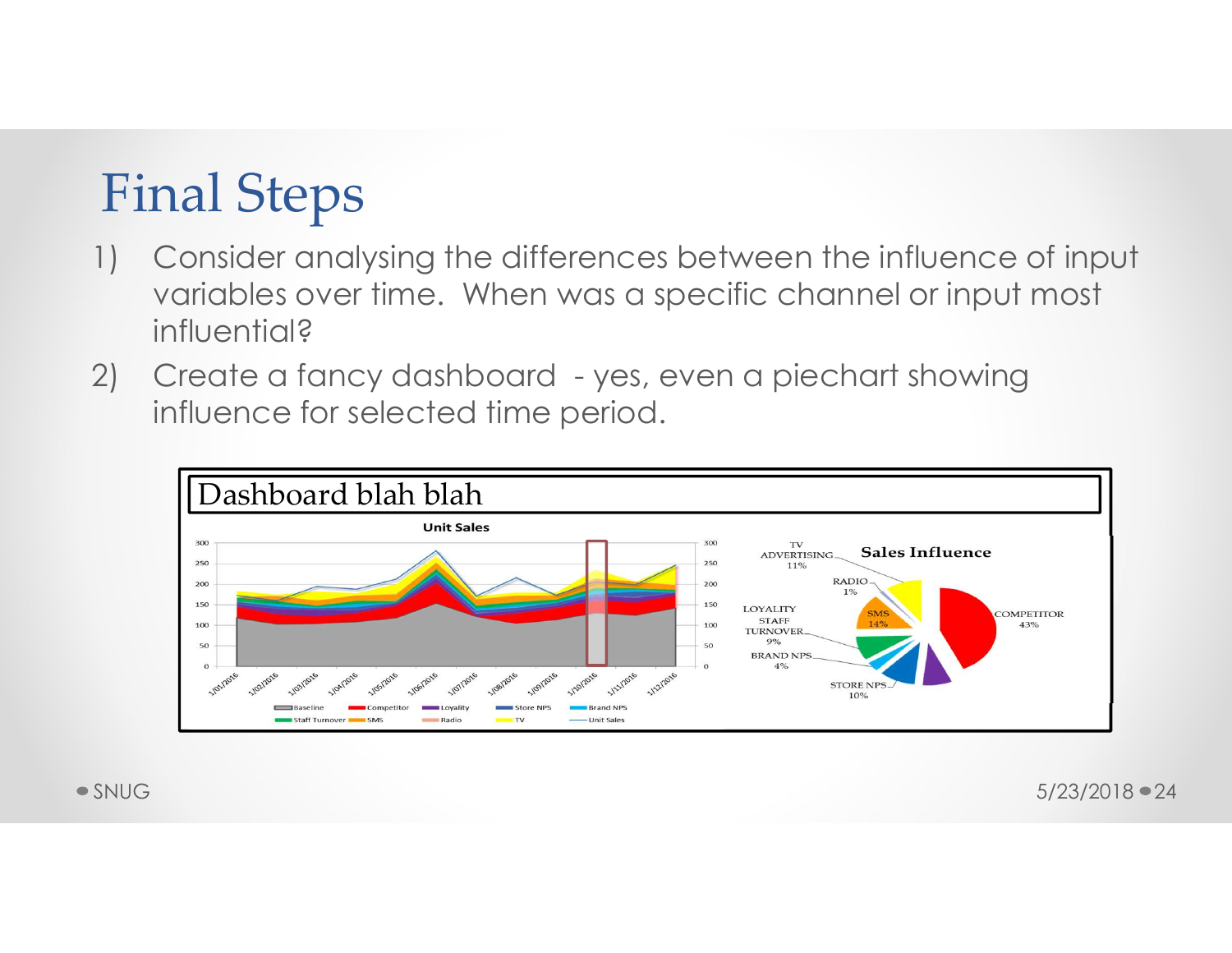# Final Steps

1) Consider analysing the differences between the influence of input variables over time. When was a specific channel or input most influential?
2) Create a fancy dashboard - yes, even a piechart showing influence for selected time period.

Dashboard blah blah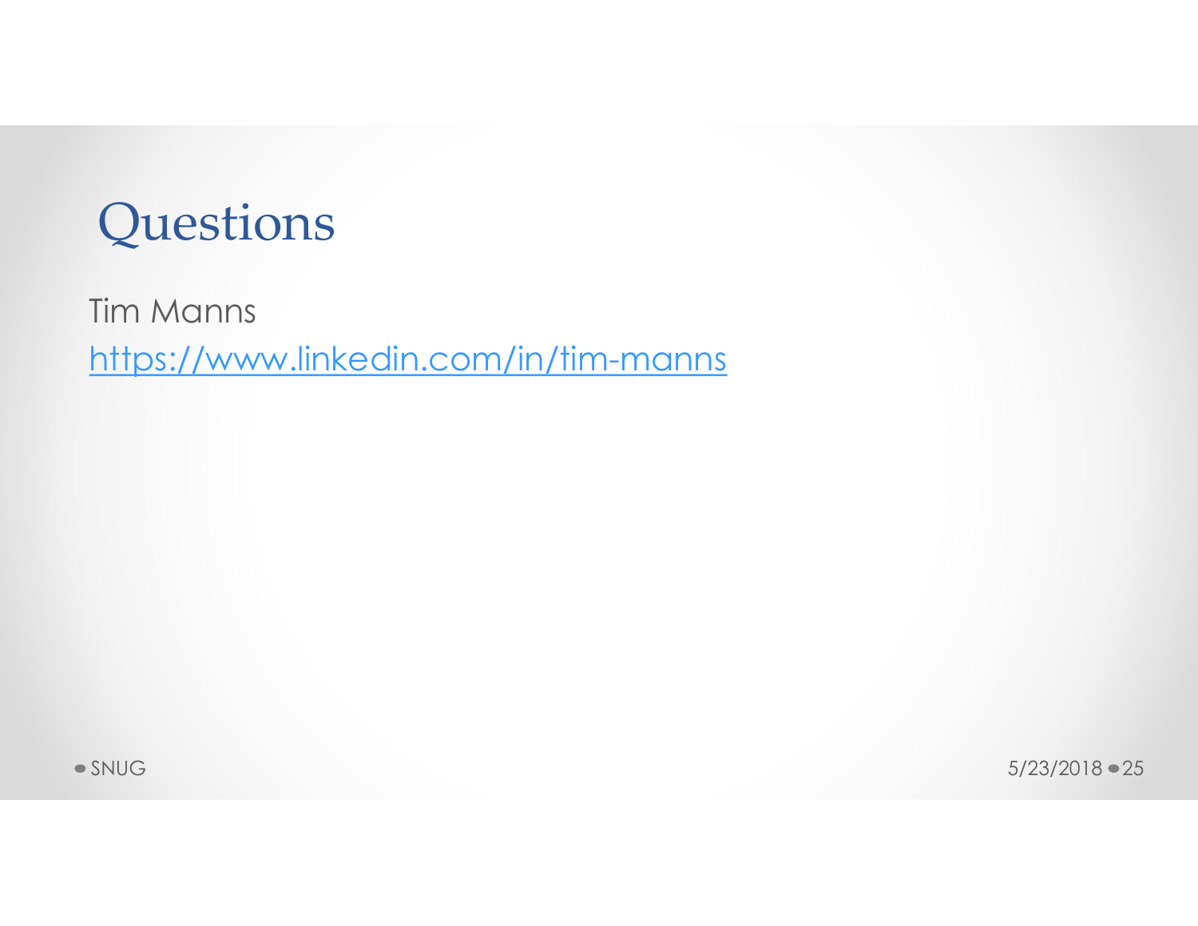# Questions

Tim Manns

https://www.linkedin.com/in/tim-manns